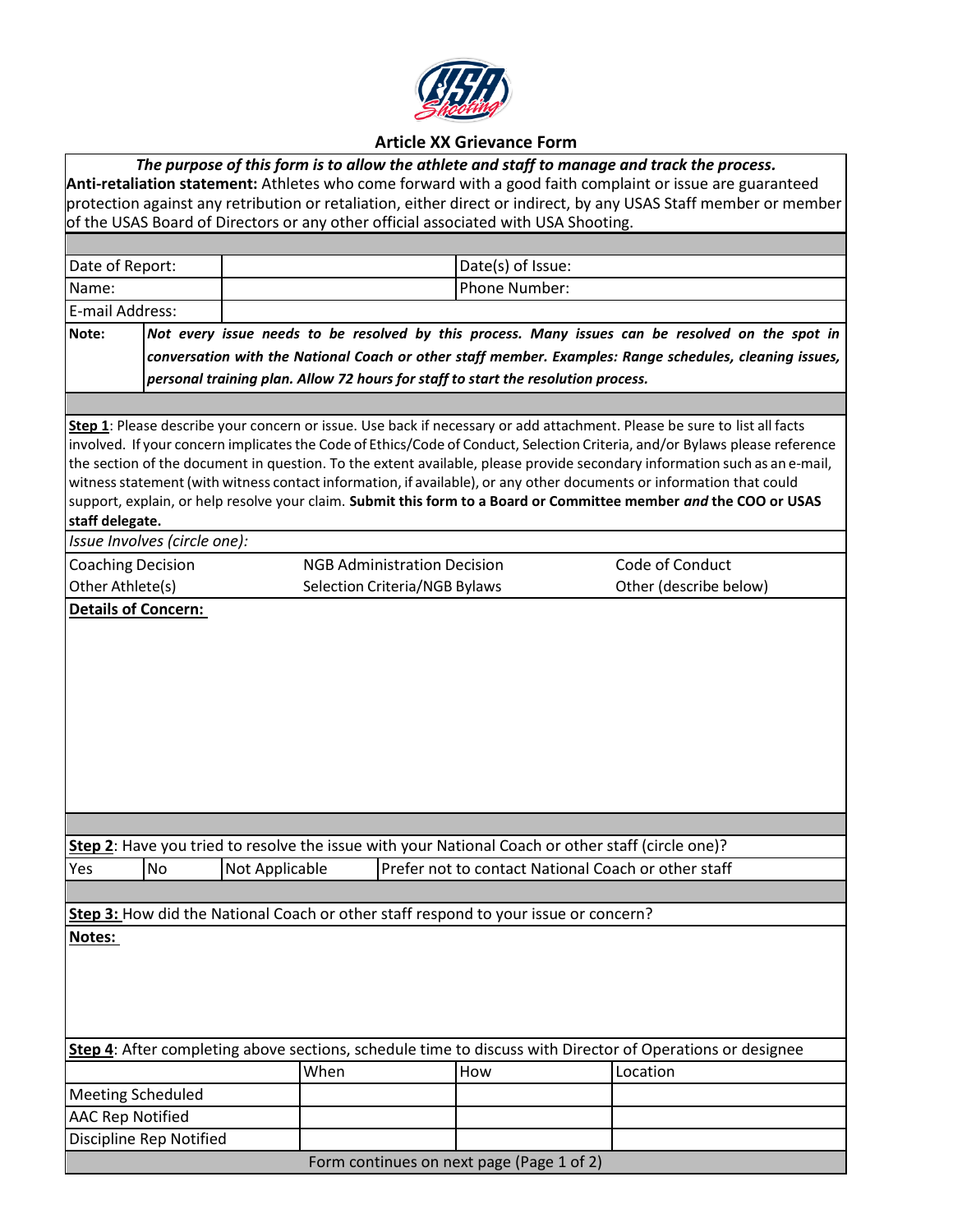# Article XX Grievance Form

***The purpose of this form is to allow the athlete and staff to manage and track the process.***

**Anti-retaliation statement:** Athletes who come forward with a good faith complaint or issue are guaranteed protection against any retribution or retaliation, either direct or indirect, by any USAS Staff member or member of the USAS Board of Directors or any other official associated with USA Shooting.

| | | | |
|---|---|---|---|
| Date of Report: | | Date(s) of Issue: | |
| Name: | | Phone Number: | |
| E-mail Address: | | | |

**Note:** ***Not every issue needs to be resolved by this process. Many issues can be resolved on the spot in conversation with the National Coach or other staff member. Examples: Range schedules, cleaning issues, personal training plan. Allow 72 hours for staff to start the resolution process.***

**Step 1**: Please describe your concern or issue. Use back if necessary or add attachment. Please be sure to list all facts involved. If your concern implicates the Code of Ethics/Code of Conduct, Selection Criteria, and/or Bylaws please reference the section of the document in question. To the extent available, please provide secondary information such as an e-mail, witness statement (with witness contact information, if available), or any other documents or information that could support, explain, or help resolve your claim. **Submit this form to a Board or Committee member *and* the COO or USAS staff delegate.**

*Issue Involves (circle one):*

| | | |
|---|---|---|
| Coaching Decision | NGB Administration Decision | Code of Conduct |
| Other Athlete(s) | Selection Criteria/NGB Bylaws | Other (describe below) |

**Details of Concern:**

**Step 2**: Have you tried to resolve the issue with your National Coach or other staff (circle one)?

| | | | |
|---|---|---|---|
| Yes | No | Not Applicable | Prefer not to contact National Coach or other staff |

**Step 3:** How did the National Coach or other staff respond to your issue or concern?

**Notes:**

**Step 4**: After completing above sections, schedule time to discuss with Director of Operations or designee

| | When | How | Location |
|---|---|---|---|
| Meeting Scheduled | | | |
| AAC Rep Notified | | | |
| Discipline Rep Notified | | | |

Form continues on next page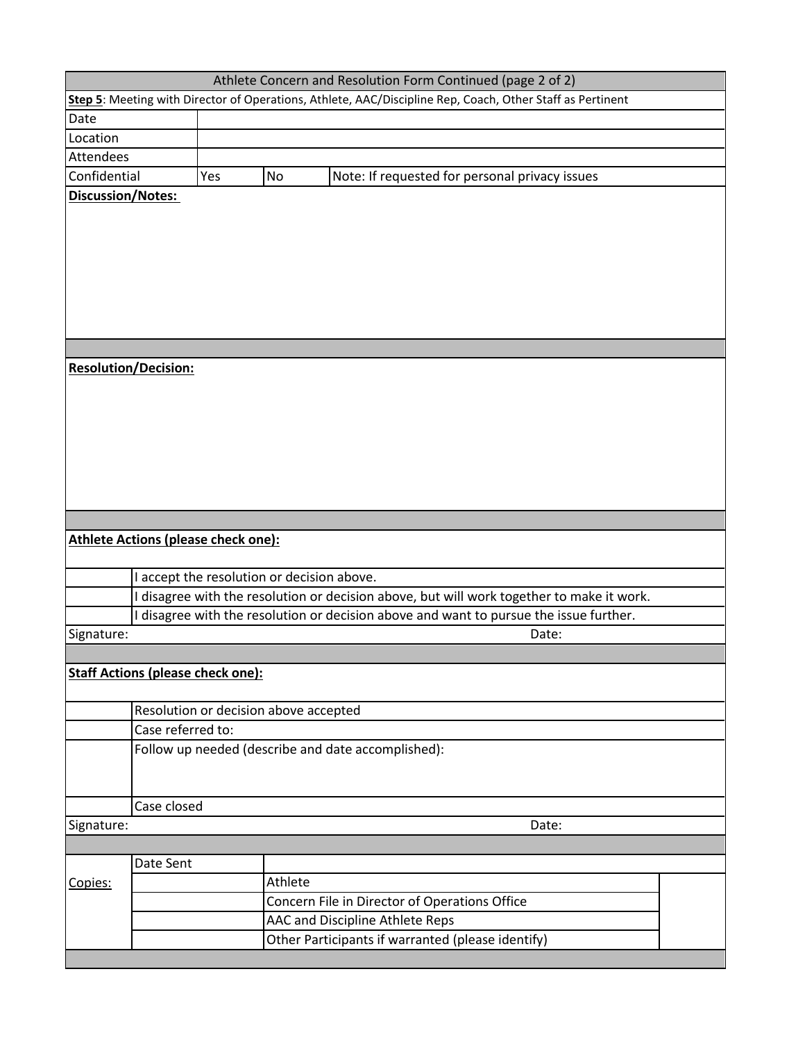## Athlete Concern and Resolution Form Continued (page 2 of 2)

**Step 5**: Meeting with Director of Operations, Athlete, AAC/Discipline Rep, Coach, Other Staff as Pertinent

| | | | |
|---|---|---|---|
| Date | | | |
| Location | | | |
| Attendees | | | |
| Confidential | Yes | No | Note: If requested for personal privacy issues |

**Discussion/Notes:**

**Resolution/Decision:**

**Athlete Actions (please check one):**

| | |
|---|---|
| | I accept the resolution or decision above. |
| | I disagree with the resolution or decision above, but will work together to make it work. |
| | I disagree with the resolution or decision above and want to pursue the issue further. |

Signature: Date:

**Staff Actions (please check one):**

| | |
|---|---|
| | Resolution or decision above accepted |
| | Case referred to: |
| | Follow up needed (describe and date accomplished): |
| | Case closed |

Signature: Date:

| | | | |
|---|---|---|---|
| | Date Sent | | |
| Copies: | | Athlete | |
| | | Concern File in Director of Operations Office | |
| | | AAC and Discipline Athlete Reps | |
| | | Other Participants if warranted (please identify) | |